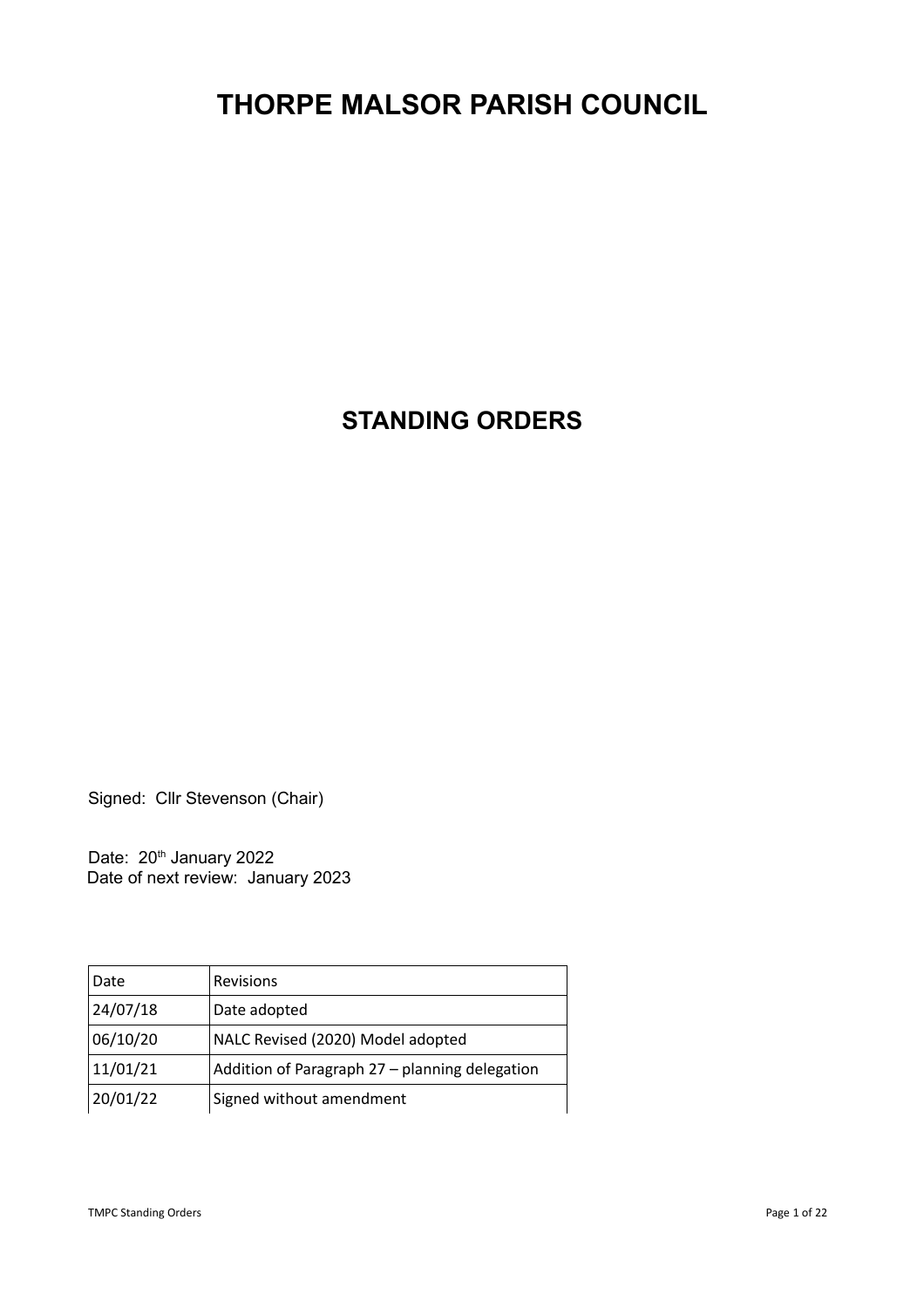# THORPE MALSOR PARISH COUNCIL

## STANDING ORDERS

Signed: Cllr Stevenson (Chair)

Date: 20th January 2022
Date of next review: January 2023

| Date | Revisions |
|---|---|
| 24/07/18 | Date adopted |
| 06/10/20 | NALC Revised (2020) Model adopted |
| 11/01/21 | Addition of Paragraph 27 – planning delegation |
| 20/01/22 | Signed without amendment |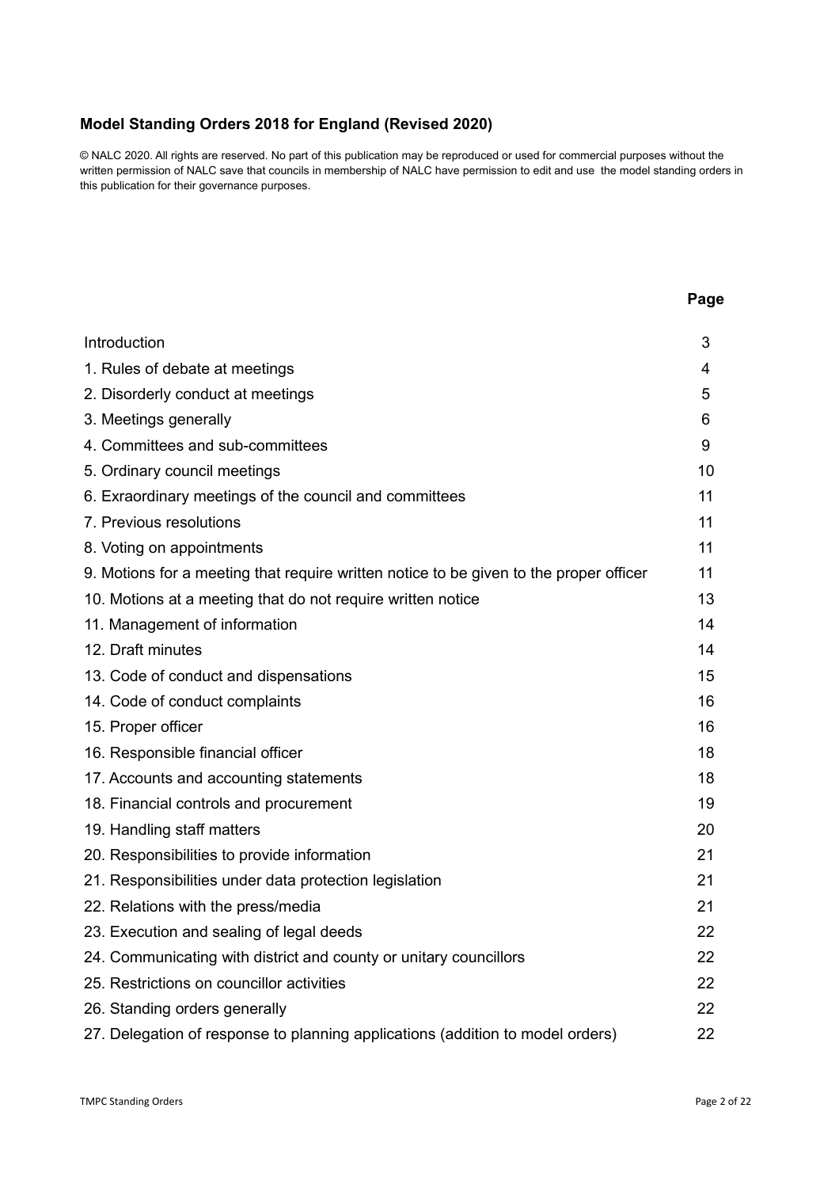**Model Standing Orders 2018 for England (Revised 2020)**

© NALC 2020. All rights are reserved. No part of this publication may be reproduced or used for commercial purposes without the written permission of NALC save that councils in membership of NALC have permission to edit and use the model standing orders in this publication for their governance purposes.

| | Page |
|---|---|
| Introduction | 3 |
| 1. Rules of debate at meetings | 4 |
| 2. Disorderly conduct at meetings | 5 |
| 3. Meetings generally | 6 |
| 4. Committees and sub-committees | 9 |
| 5. Ordinary council meetings | 10 |
| 6. Exraordinary meetings of the council and committees | 11 |
| 7. Previous resolutions | 11 |
| 8. Voting on appointments | 11 |
| 9. Motions for a meeting that require written notice to be given to the proper officer | 11 |
| 10. Motions at a meeting that do not require written notice | 13 |
| 11. Management of information | 14 |
| 12. Draft minutes | 14 |
| 13. Code of conduct and dispensations | 15 |
| 14. Code of conduct complaints | 16 |
| 15. Proper officer | 16 |
| 16. Responsible financial officer | 18 |
| 17. Accounts and accounting statements | 18 |
| 18. Financial controls and procurement | 19 |
| 19. Handling staff matters | 20 |
| 20. Responsibilities to provide information | 21 |
| 21. Responsibilities under data protection legislation | 21 |
| 22. Relations with the press/media | 21 |
| 23. Execution and sealing of legal deeds | 22 |
| 24. Communicating with district and county or unitary councillors | 22 |
| 25. Restrictions on councillor activities | 22 |
| 26. Standing orders generally | 22 |
| 27. Delegation of response to planning applications (addition to model orders) | 22 |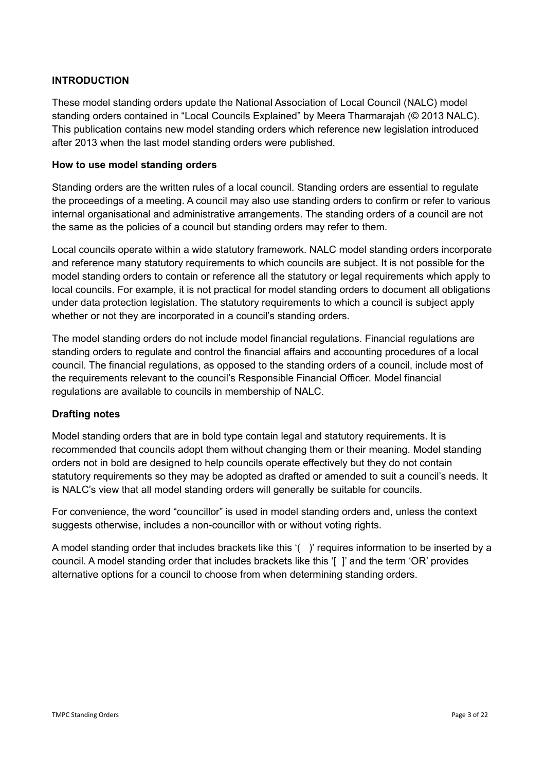## INTRODUCTION

These model standing orders update the National Association of Local Council (NALC) model standing orders contained in "Local Councils Explained" by Meera Tharmarajah (© 2013 NALC). This publication contains new model standing orders which reference new legislation introduced after 2013 when the last model standing orders were published.

### How to use model standing orders

Standing orders are the written rules of a local council. Standing orders are essential to regulate the proceedings of a meeting. A council may also use standing orders to confirm or refer to various internal organisational and administrative arrangements. The standing orders of a council are not the same as the policies of a council but standing orders may refer to them.

Local councils operate within a wide statutory framework. NALC model standing orders incorporate and reference many statutory requirements to which councils are subject. It is not possible for the model standing orders to contain or reference all the statutory or legal requirements which apply to local councils. For example, it is not practical for model standing orders to document all obligations under data protection legislation. The statutory requirements to which a council is subject apply whether or not they are incorporated in a council's standing orders.

The model standing orders do not include model financial regulations. Financial regulations are standing orders to regulate and control the financial affairs and accounting procedures of a local council. The financial regulations, as opposed to the standing orders of a council, include most of the requirements relevant to the council's Responsible Financial Officer. Model financial regulations are available to councils in membership of NALC.

### Drafting notes

Model standing orders that are in bold type contain legal and statutory requirements. It is recommended that councils adopt them without changing them or their meaning. Model standing orders not in bold are designed to help councils operate effectively but they do not contain statutory requirements so they may be adopted as drafted or amended to suit a council's needs. It is NALC's view that all model standing orders will generally be suitable for councils.

For convenience, the word "councillor" is used in model standing orders and, unless the context suggests otherwise, includes a non-councillor with or without voting rights.

A model standing order that includes brackets like this '( )' requires information to be inserted by a council. A model standing order that includes brackets like this '[ ]' and the term 'OR' provides alternative options for a council to choose from when determining standing orders.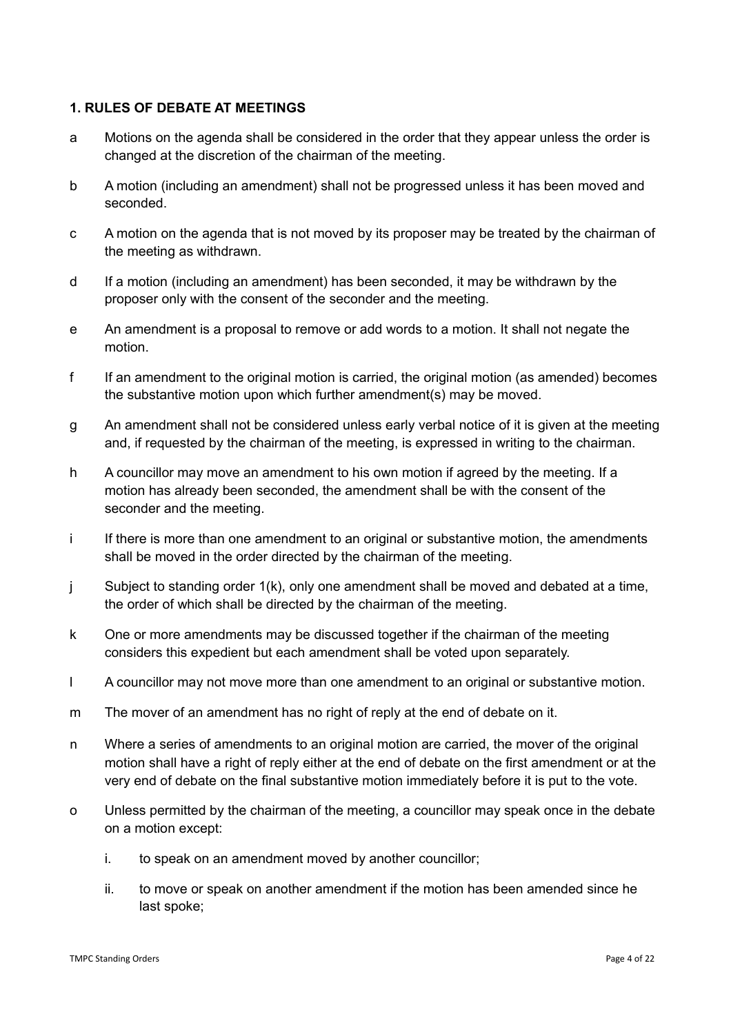## 1. RULES OF DEBATE AT MEETINGS

a Motions on the agenda shall be considered in the order that they appear unless the order is changed at the discretion of the chairman of the meeting.

b A motion (including an amendment) shall not be progressed unless it has been moved and seconded.

c A motion on the agenda that is not moved by its proposer may be treated by the chairman of the meeting as withdrawn.

d If a motion (including an amendment) has been seconded, it may be withdrawn by the proposer only with the consent of the seconder and the meeting.

e An amendment is a proposal to remove or add words to a motion. It shall not negate the motion.

f If an amendment to the original motion is carried, the original motion (as amended) becomes the substantive motion upon which further amendment(s) may be moved.

g An amendment shall not be considered unless early verbal notice of it is given at the meeting and, if requested by the chairman of the meeting, is expressed in writing to the chairman.

h A councillor may move an amendment to his own motion if agreed by the meeting. If a motion has already been seconded, the amendment shall be with the consent of the seconder and the meeting.

i If there is more than one amendment to an original or substantive motion, the amendments shall be moved in the order directed by the chairman of the meeting.

j Subject to standing order 1(k), only one amendment shall be moved and debated at a time, the order of which shall be directed by the chairman of the meeting.

k One or more amendments may be discussed together if the chairman of the meeting considers this expedient but each amendment shall be voted upon separately.

l A councillor may not move more than one amendment to an original or substantive motion.

m The mover of an amendment has no right of reply at the end of debate on it.

n Where a series of amendments to an original motion are carried, the mover of the original motion shall have a right of reply either at the end of debate on the first amendment or at the very end of debate on the final substantive motion immediately before it is put to the vote.

o Unless permitted by the chairman of the meeting, a councillor may speak once in the debate on a motion except:

  i. to speak on an amendment moved by another councillor;

  ii. to move or speak on another amendment if the motion has been amended since he last spoke;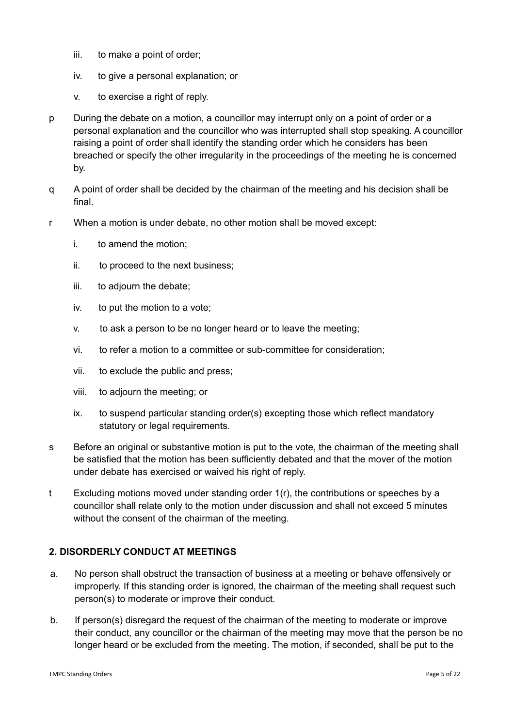iii. to make a point of order;

    iv. to give a personal explanation; or

    v. to exercise a right of reply.

p During the debate on a motion, a councillor may interrupt only on a point of order or a personal explanation and the councillor who was interrupted shall stop speaking. A councillor raising a point of order shall identify the standing order which he considers has been breached or specify the other irregularity in the proceedings of the meeting he is concerned by.

q A point of order shall be decided by the chairman of the meeting and his decision shall be final.

r When a motion is under debate, no other motion shall be moved except:

    i. to amend the motion;

    ii. to proceed to the next business;

    iii. to adjourn the debate;

    iv. to put the motion to a vote;

    v. to ask a person to be no longer heard or to leave the meeting;

    vi. to refer a motion to a committee or sub-committee for consideration;

    vii. to exclude the public and press;

    viii. to adjourn the meeting; or

    ix. to suspend particular standing order(s) excepting those which reflect mandatory statutory or legal requirements.

s Before an original or substantive motion is put to the vote, the chairman of the meeting shall be satisfied that the motion has been sufficiently debated and that the mover of the motion under debate has exercised or waived his right of reply.

t Excluding motions moved under standing order 1(r), the contributions or speeches by a councillor shall relate only to the motion under discussion and shall not exceed 5 minutes without the consent of the chairman of the meeting.

## 2. DISORDERLY CONDUCT AT MEETINGS

a. No person shall obstruct the transaction of business at a meeting or behave offensively or improperly. If this standing order is ignored, the chairman of the meeting shall request such person(s) to moderate or improve their conduct.

b. If person(s) disregard the request of the chairman of the meeting to moderate or improve their conduct, any councillor or the chairman of the meeting may move that the person be no longer heard or be excluded from the meeting. The motion, if seconded, shall be put to the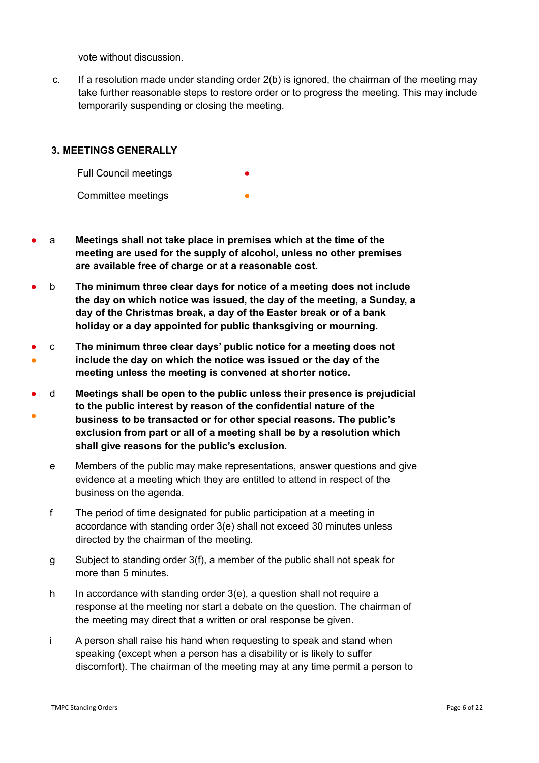vote without discussion.

c. If a resolution made under standing order 2(b) is ignored, the chairman of the meeting may take further reasonable steps to restore order or to progress the meeting. This may include temporarily suspending or closing the meeting.

### 3. MEETINGS GENERALLY

| | |
|---|---|
| Full Council meetings | ● |
| Committee meetings | ● |

● a **Meetings shall not take place in premises which at the time of the meeting are used for the supply of alcohol, unless no other premises are available free of charge or at a reasonable cost.**

● b **The minimum three clear days for notice of a meeting does not include the day on which notice was issued, the day of the meeting, a Sunday, a day of the Christmas break, a day of the Easter break or of a bank holiday or a day appointed for public thanksgiving or mourning.**

● ● c **The minimum three clear days' public notice for a meeting does not include the day on which the notice was issued or the day of the meeting unless the meeting is convened at shorter notice.**

● ● d **Meetings shall be open to the public unless their presence is prejudicial to the public interest by reason of the confidential nature of the business to be transacted or for other special reasons. The public's exclusion from part or all of a meeting shall be by a resolution which shall give reasons for the public's exclusion.**

e Members of the public may make representations, answer questions and give evidence at a meeting which they are entitled to attend in respect of the business on the agenda.

f The period of time designated for public participation at a meeting in accordance with standing order 3(e) shall not exceed 30 minutes unless directed by the chairman of the meeting.

g Subject to standing order 3(f), a member of the public shall not speak for more than 5 minutes.

h In accordance with standing order 3(e), a question shall not require a response at the meeting nor start a debate on the question. The chairman of the meeting may direct that a written or oral response be given.

i A person shall raise his hand when requesting to speak and stand when speaking (except when a person has a disability or is likely to suffer discomfort). The chairman of the meeting may at any time permit a person to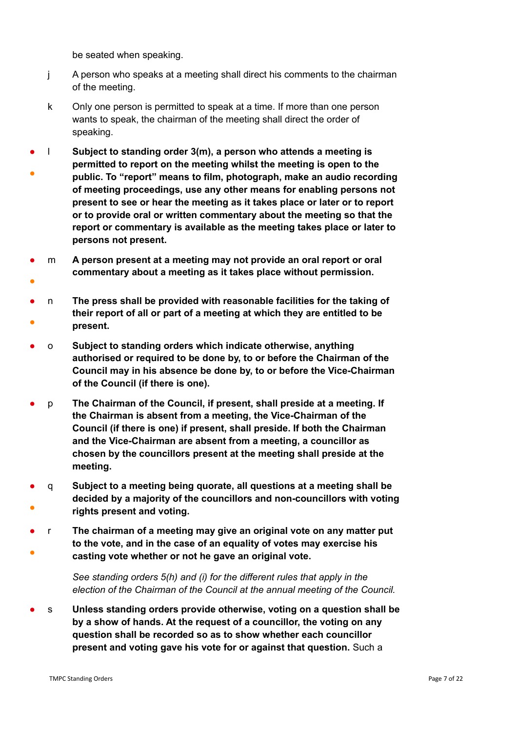be seated when speaking.

j A person who speaks at a meeting shall direct his comments to the chairman of the meeting.

k Only one person is permitted to speak at a time. If more than one person wants to speak, the chairman of the meeting shall direct the order of speaking.

l **Subject to standing order 3(m), a person who attends a meeting is permitted to report on the meeting whilst the meeting is open to the public. To "report" means to film, photograph, make an audio recording of meeting proceedings, use any other means for enabling persons not present to see or hear the meeting as it takes place or later or to report or to provide oral or written commentary about the meeting so that the report or commentary is available as the meeting takes place or later to persons not present.**

m **A person present at a meeting may not provide an oral report or oral commentary about a meeting as it takes place without permission.**

n **The press shall be provided with reasonable facilities for the taking of their report of all or part of a meeting at which they are entitled to be present.**

o **Subject to standing orders which indicate otherwise, anything authorised or required to be done by, to or before the Chairman of the Council may in his absence be done by, to or before the Vice-Chairman of the Council (if there is one).**

p **The Chairman of the Council, if present, shall preside at a meeting. If the Chairman is absent from a meeting, the Vice-Chairman of the Council (if there is one) if present, shall preside. If both the Chairman and the Vice-Chairman are absent from a meeting, a councillor as chosen by the councillors present at the meeting shall preside at the meeting.**

q **Subject to a meeting being quorate, all questions at a meeting shall be decided by a majority of the councillors and non-councillors with voting rights present and voting.**

r **The chairman of a meeting may give an original vote on any matter put to the vote, and in the case of an equality of votes may exercise his casting vote whether or not he gave an original vote.**

*See standing orders 5(h) and (i) for the different rules that apply in the election of the Chairman of the Council at the annual meeting of the Council.*

s **Unless standing orders provide otherwise, voting on a question shall be by a show of hands. At the request of a councillor, the voting on any question shall be recorded so as to show whether each councillor present and voting gave his vote for or against that question.** Such a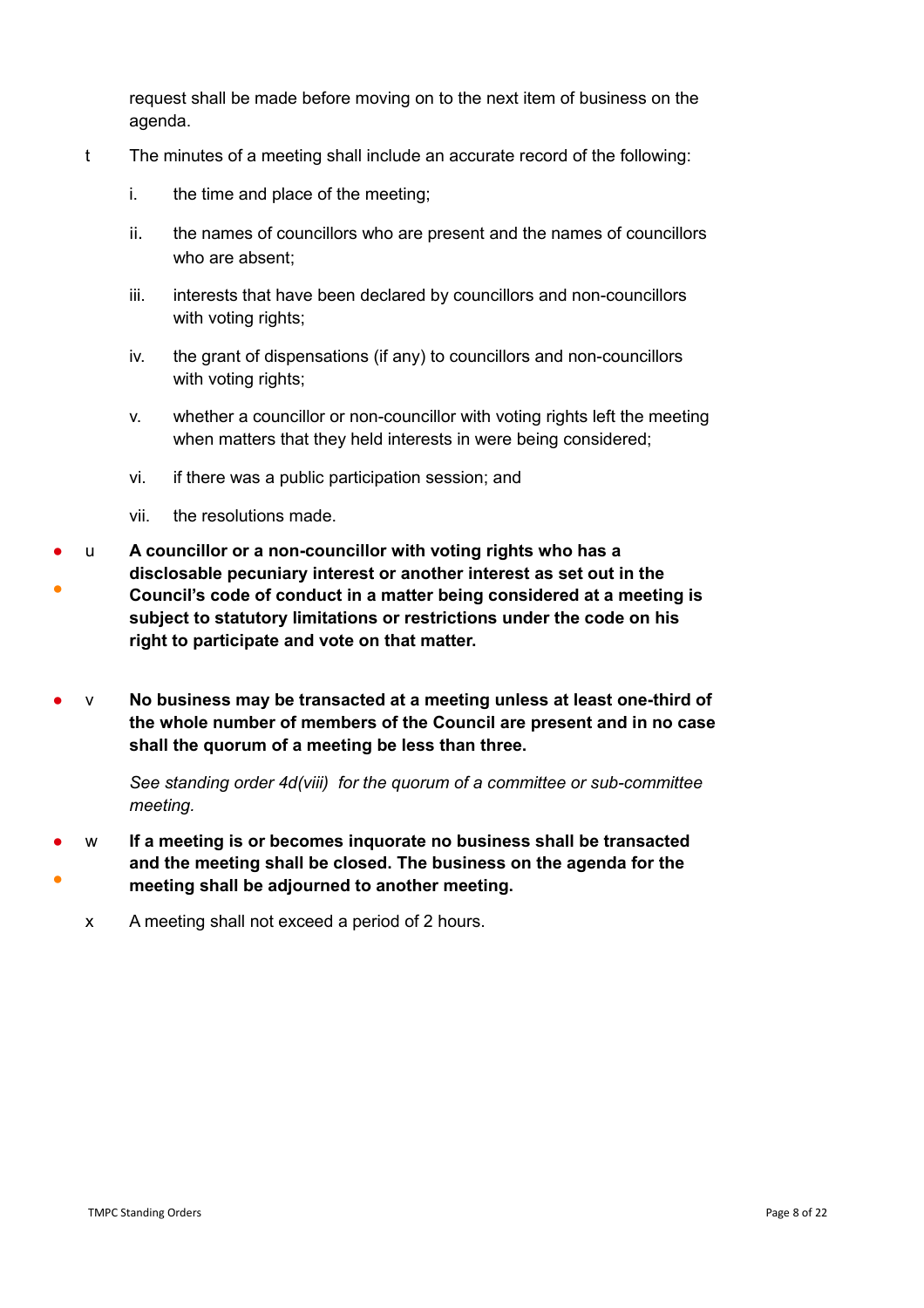request shall be made before moving on to the next item of business on the agenda.

t The minutes of a meeting shall include an accurate record of the following:

i. the time and place of the meeting;

ii. the names of councillors who are present and the names of councillors who are absent;

iii. interests that have been declared by councillors and non-councillors with voting rights;

iv. the grant of dispensations (if any) to councillors and non-councillors with voting rights;

v. whether a councillor or non-councillor with voting rights left the meeting when matters that they held interests in were being considered;

vi. if there was a public participation session; and

vii. the resolutions made.

● ● u **A councillor or a non-councillor with voting rights who has a disclosable pecuniary interest or another interest as set out in the Council's code of conduct in a matter being considered at a meeting is subject to statutory limitations or restrictions under the code on his right to participate and vote on that matter.**

● v **No business may be transacted at a meeting unless at least one-third of the whole number of members of the Council are present and in no case shall the quorum of a meeting be less than three.**

*See standing order 4d(viii) for the quorum of a committee or sub-committee meeting.*

● ● w **If a meeting is or becomes inquorate no business shall be transacted and the meeting shall be closed. The business on the agenda for the meeting shall be adjourned to another meeting.**

x A meeting shall not exceed a period of 2 hours.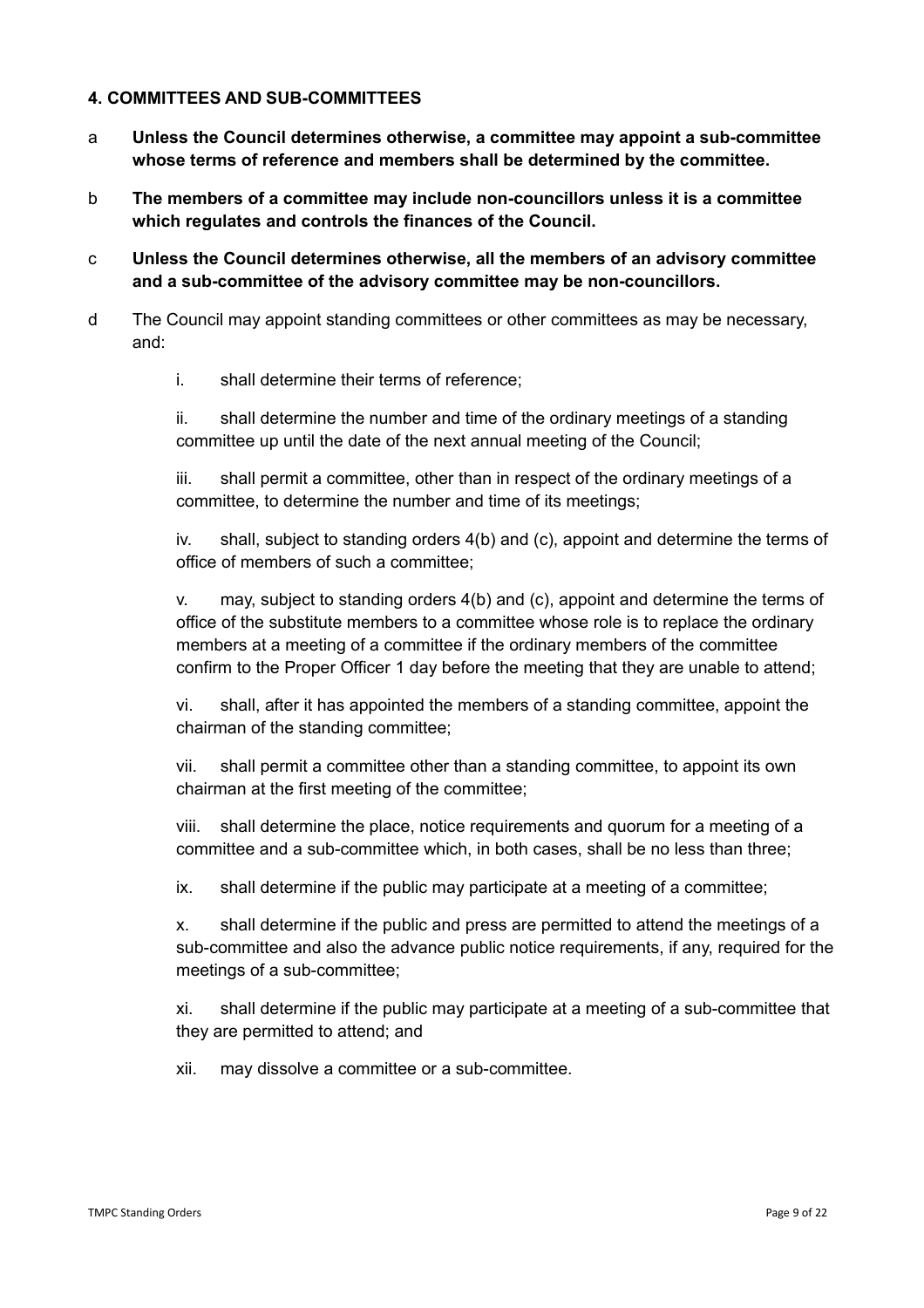#### 4. COMMITTEES AND SUB-COMMITTEES

a **Unless the Council determines otherwise, a committee may appoint a sub-committee whose terms of reference and members shall be determined by the committee.**

b **The members of a committee may include non-councillors unless it is a committee which regulates and controls the finances of the Council.**

c **Unless the Council determines otherwise, all the members of an advisory committee and a sub-committee of the advisory committee may be non-councillors.**

d The Council may appoint standing committees or other committees as may be necessary, and:

i. shall determine their terms of reference;

ii. shall determine the number and time of the ordinary meetings of a standing committee up until the date of the next annual meeting of the Council;

iii. shall permit a committee, other than in respect of the ordinary meetings of a committee, to determine the number and time of its meetings;

iv. shall, subject to standing orders 4(b) and (c), appoint and determine the terms of office of members of such a committee;

v. may, subject to standing orders 4(b) and (c), appoint and determine the terms of office of the substitute members to a committee whose role is to replace the ordinary members at a meeting of a committee if the ordinary members of the committee confirm to the Proper Officer 1 day before the meeting that they are unable to attend;

vi. shall, after it has appointed the members of a standing committee, appoint the chairman of the standing committee;

vii. shall permit a committee other than a standing committee, to appoint its own chairman at the first meeting of the committee;

viii. shall determine the place, notice requirements and quorum for a meeting of a committee and a sub-committee which, in both cases, shall be no less than three;

ix. shall determine if the public may participate at a meeting of a committee;

x. shall determine if the public and press are permitted to attend the meetings of a sub-committee and also the advance public notice requirements, if any, required for the meetings of a sub-committee;

xi. shall determine if the public may participate at a meeting of a sub-committee that they are permitted to attend; and

xii. may dissolve a committee or a sub-committee.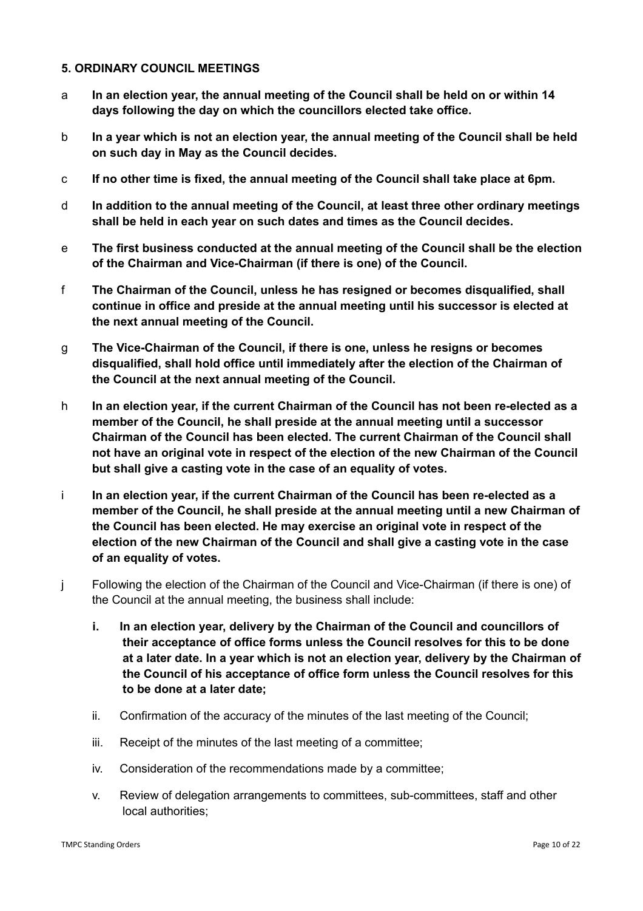### 5. ORDINARY COUNCIL MEETINGS

a **In an election year, the annual meeting of the Council shall be held on or within 14 days following the day on which the councillors elected take office.**

b **In a year which is not an election year, the annual meeting of the Council shall be held on such day in May as the Council decides.**

c **If no other time is fixed, the annual meeting of the Council shall take place at 6pm.**

d **In addition to the annual meeting of the Council, at least three other ordinary meetings shall be held in each year on such dates and times as the Council decides.**

e **The first business conducted at the annual meeting of the Council shall be the election of the Chairman and Vice-Chairman (if there is one) of the Council.**

f **The Chairman of the Council, unless he has resigned or becomes disqualified, shall continue in office and preside at the annual meeting until his successor is elected at the next annual meeting of the Council.**

g **The Vice-Chairman of the Council, if there is one, unless he resigns or becomes disqualified, shall hold office until immediately after the election of the Chairman of the Council at the next annual meeting of the Council.**

h **In an election year, if the current Chairman of the Council has not been re-elected as a member of the Council, he shall preside at the annual meeting until a successor Chairman of the Council has been elected. The current Chairman of the Council shall not have an original vote in respect of the election of the new Chairman of the Council but shall give a casting vote in the case of an equality of votes.**

i **In an election year, if the current Chairman of the Council has been re-elected as a member of the Council, he shall preside at the annual meeting until a new Chairman of the Council has been elected. He may exercise an original vote in respect of the election of the new Chairman of the Council and shall give a casting vote in the case of an equality of votes.**

j Following the election of the Chairman of the Council and Vice-Chairman (if there is one) of the Council at the annual meeting, the business shall include:

i. **In an election year, delivery by the Chairman of the Council and councillors of their acceptance of office forms unless the Council resolves for this to be done at a later date. In a year which is not an election year, delivery by the Chairman of the Council of his acceptance of office form unless the Council resolves for this to be done at a later date;**

ii. Confirmation of the accuracy of the minutes of the last meeting of the Council;

iii. Receipt of the minutes of the last meeting of a committee;

iv. Consideration of the recommendations made by a committee;

v. Review of delegation arrangements to committees, sub-committees, staff and other local authorities;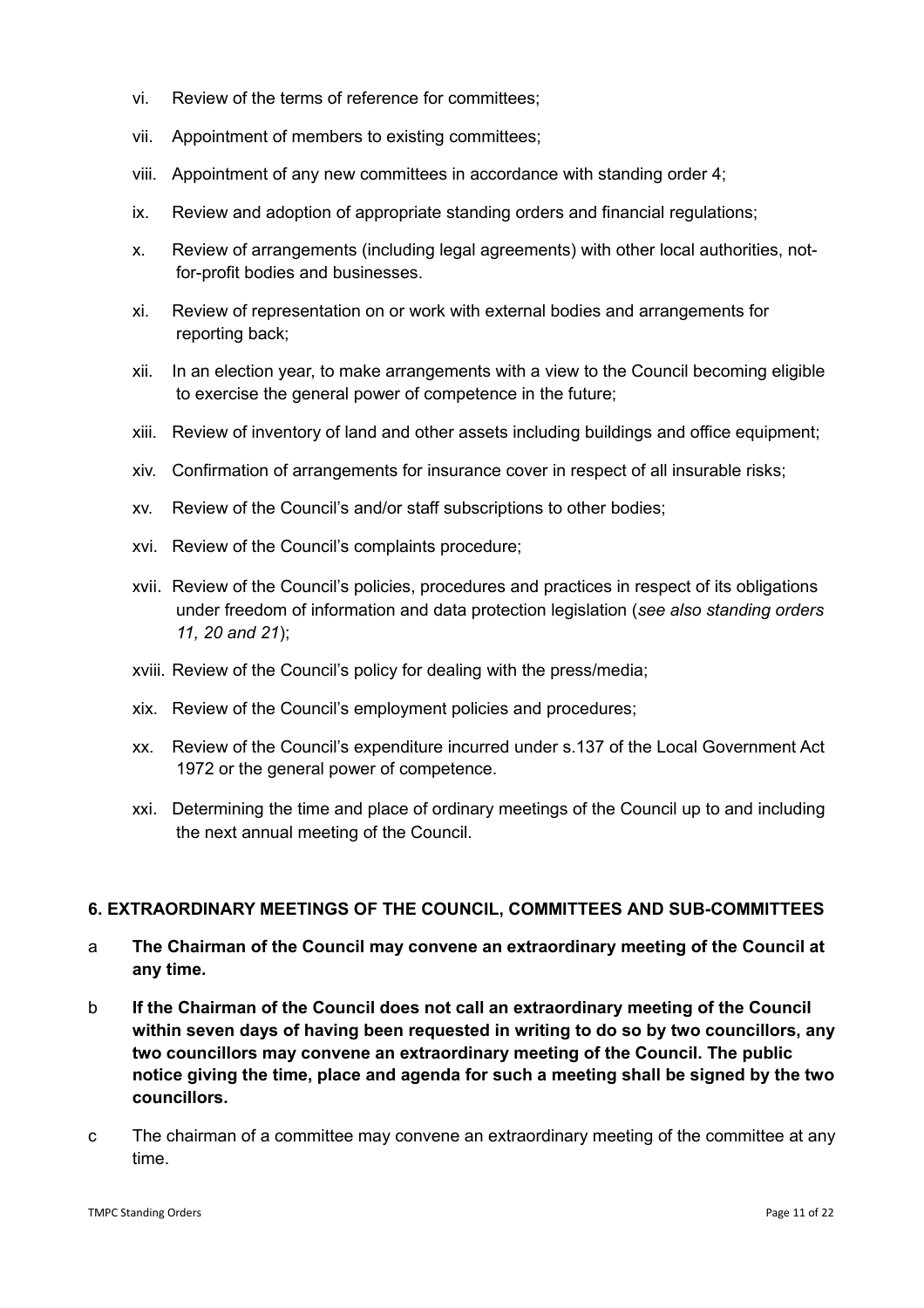vi. Review of the terms of reference for committees;

vii. Appointment of members to existing committees;

viii. Appointment of any new committees in accordance with standing order 4;

ix. Review and adoption of appropriate standing orders and financial regulations;

x. Review of arrangements (including legal agreements) with other local authorities, not-for-profit bodies and businesses.

xi. Review of representation on or work with external bodies and arrangements for reporting back;

xii. In an election year, to make arrangements with a view to the Council becoming eligible to exercise the general power of competence in the future;

xiii. Review of inventory of land and other assets including buildings and office equipment;

xiv. Confirmation of arrangements for insurance cover in respect of all insurable risks;

xv. Review of the Council's and/or staff subscriptions to other bodies;

xvi. Review of the Council's complaints procedure;

xvii. Review of the Council's policies, procedures and practices in respect of its obligations under freedom of information and data protection legislation (*see also standing orders 11, 20 and 21*);

xviii. Review of the Council's policy for dealing with the press/media;

xix. Review of the Council's employment policies and procedures;

xx. Review of the Council's expenditure incurred under s.137 of the Local Government Act 1972 or the general power of competence.

xxi. Determining the time and place of ordinary meetings of the Council up to and including the next annual meeting of the Council.

## 6. EXTRAORDINARY MEETINGS OF THE COUNCIL, COMMITTEES AND SUB-COMMITTEES

a **The Chairman of the Council may convene an extraordinary meeting of the Council at any time.**

b **If the Chairman of the Council does not call an extraordinary meeting of the Council within seven days of having been requested in writing to do so by two councillors, any two councillors may convene an extraordinary meeting of the Council. The public notice giving the time, place and agenda for such a meeting shall be signed by the two councillors.**

c The chairman of a committee may convene an extraordinary meeting of the committee at any time.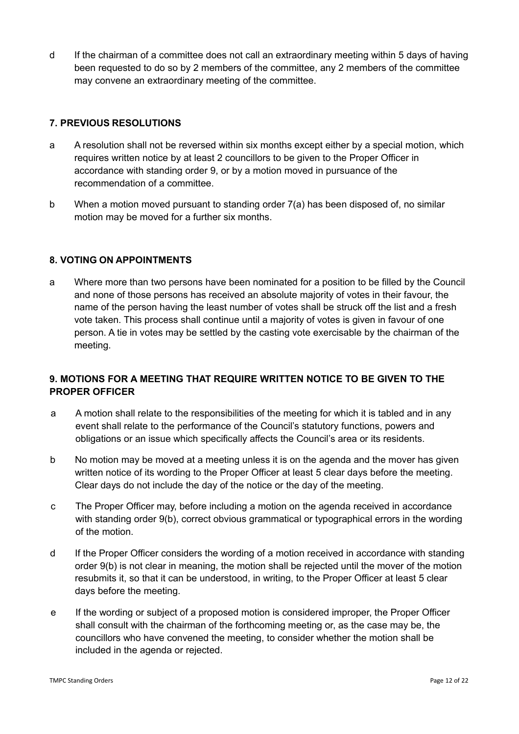d If the chairman of a committee does not call an extraordinary meeting within 5 days of having been requested to do so by 2 members of the committee, any 2 members of the committee may convene an extraordinary meeting of the committee.

## 7. PREVIOUS RESOLUTIONS

a A resolution shall not be reversed within six months except either by a special motion, which requires written notice by at least 2 councillors to be given to the Proper Officer in accordance with standing order 9, or by a motion moved in pursuance of the recommendation of a committee.

b When a motion moved pursuant to standing order 7(a) has been disposed of, no similar motion may be moved for a further six months.

## 8. VOTING ON APPOINTMENTS

a Where more than two persons have been nominated for a position to be filled by the Council and none of those persons has received an absolute majority of votes in their favour, the name of the person having the least number of votes shall be struck off the list and a fresh vote taken. This process shall continue until a majority of votes is given in favour of one person. A tie in votes may be settled by the casting vote exercisable by the chairman of the meeting.

## 9. MOTIONS FOR A MEETING THAT REQUIRE WRITTEN NOTICE TO BE GIVEN TO THE PROPER OFFICER

a A motion shall relate to the responsibilities of the meeting for which it is tabled and in any event shall relate to the performance of the Council's statutory functions, powers and obligations or an issue which specifically affects the Council's area or its residents.

b No motion may be moved at a meeting unless it is on the agenda and the mover has given written notice of its wording to the Proper Officer at least 5 clear days before the meeting. Clear days do not include the day of the notice or the day of the meeting.

c The Proper Officer may, before including a motion on the agenda received in accordance with standing order 9(b), correct obvious grammatical or typographical errors in the wording of the motion.

d If the Proper Officer considers the wording of a motion received in accordance with standing order 9(b) is not clear in meaning, the motion shall be rejected until the mover of the motion resubmits it, so that it can be understood, in writing, to the Proper Officer at least 5 clear days before the meeting.

e If the wording or subject of a proposed motion is considered improper, the Proper Officer shall consult with the chairman of the forthcoming meeting or, as the case may be, the councillors who have convened the meeting, to consider whether the motion shall be included in the agenda or rejected.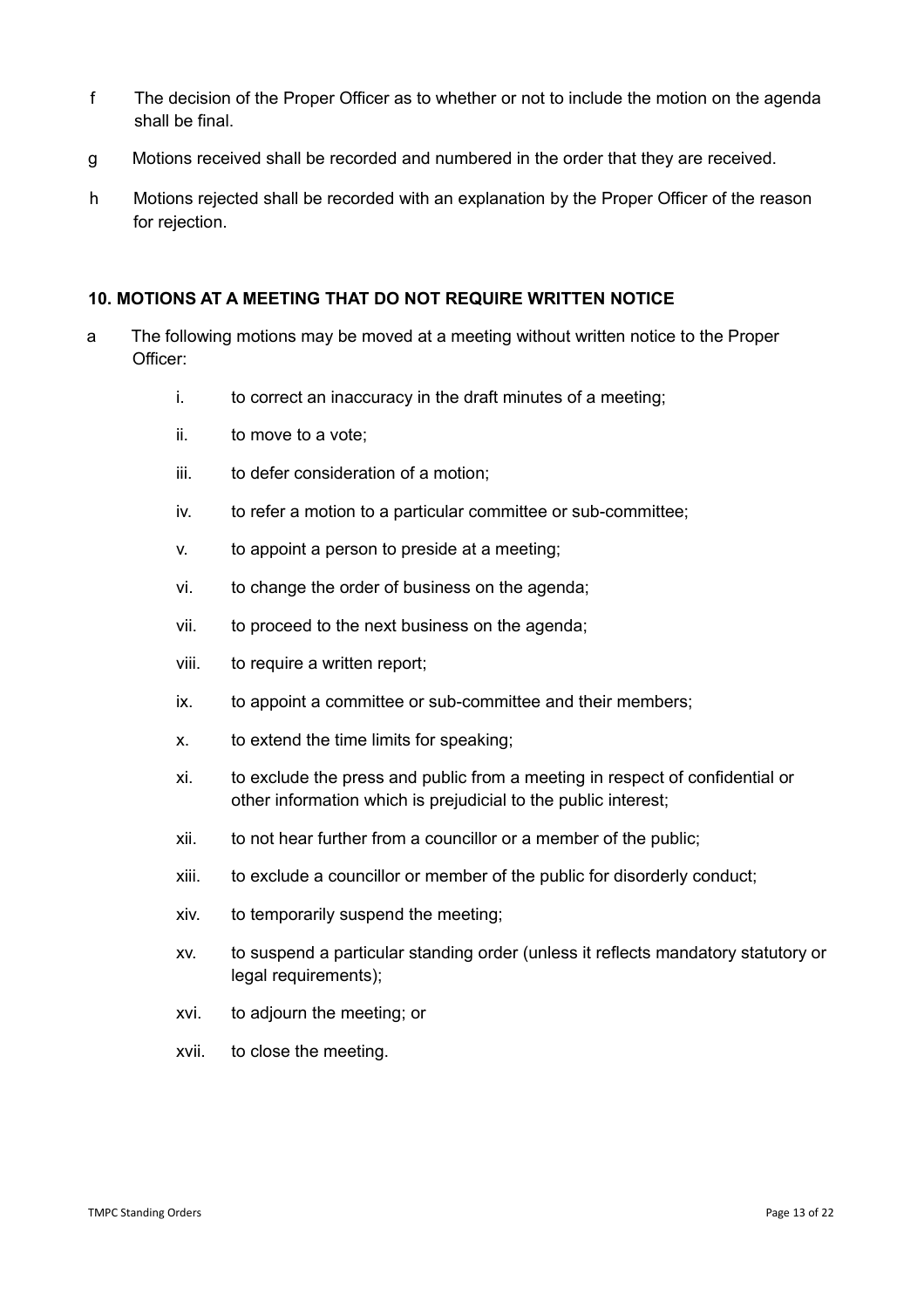f The decision of the Proper Officer as to whether or not to include the motion on the agenda shall be final.

g Motions received shall be recorded and numbered in the order that they are received.

h Motions rejected shall be recorded with an explanation by the Proper Officer of the reason for rejection.

### 10. MOTIONS AT A MEETING THAT DO NOT REQUIRE WRITTEN NOTICE

a The following motions may be moved at a meeting without written notice to the Proper Officer:

- i. to correct an inaccuracy in the draft minutes of a meeting;
- ii. to move to a vote;
- iii. to defer consideration of a motion;
- iv. to refer a motion to a particular committee or sub-committee;
- v. to appoint a person to preside at a meeting;
- vi. to change the order of business on the agenda;
- vii. to proceed to the next business on the agenda;
- viii. to require a written report;
- ix. to appoint a committee or sub-committee and their members;
- x. to extend the time limits for speaking;
- xi. to exclude the press and public from a meeting in respect of confidential or other information which is prejudicial to the public interest;
- xii. to not hear further from a councillor or a member of the public;
- xiii. to exclude a councillor or member of the public for disorderly conduct;
- xiv. to temporarily suspend the meeting;
- xv. to suspend a particular standing order (unless it reflects mandatory statutory or legal requirements);
- xvi. to adjourn the meeting; or
- xvii. to close the meeting.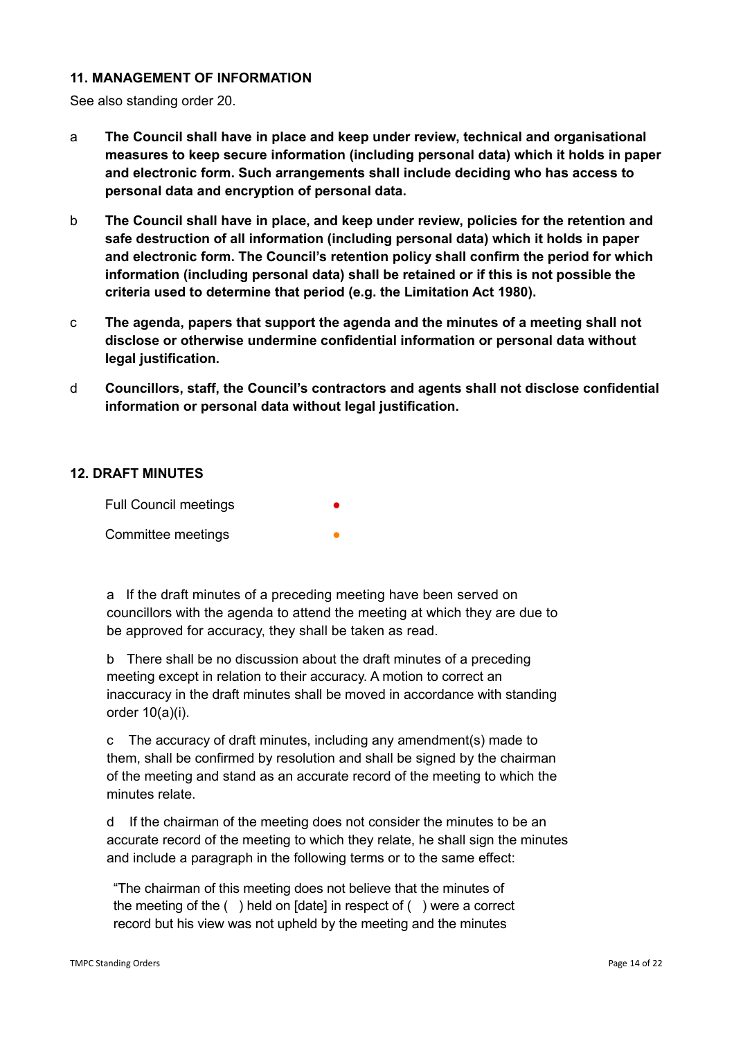### 11. MANAGEMENT OF INFORMATION

See also standing order 20.

a **The Council shall have in place and keep under review, technical and organisational measures to keep secure information (including personal data) which it holds in paper and electronic form. Such arrangements shall include deciding who has access to personal data and encryption of personal data.**

b **The Council shall have in place, and keep under review, policies for the retention and safe destruction of all information (including personal data) which it holds in paper and electronic form. The Council's retention policy shall confirm the period for which information (including personal data) shall be retained or if this is not possible the criteria used to determine that period (e.g. the Limitation Act 1980).**

c **The agenda, papers that support the agenda and the minutes of a meeting shall not disclose or otherwise undermine confidential information or personal data without legal justification.**

d **Councillors, staff, the Council's contractors and agents shall not disclose confidential information or personal data without legal justification.**

### 12. DRAFT MINUTES

Full Council meetings ●

Committee meetings ●

a If the draft minutes of a preceding meeting have been served on councillors with the agenda to attend the meeting at which they are due to be approved for accuracy, they shall be taken as read.

b There shall be no discussion about the draft minutes of a preceding meeting except in relation to their accuracy. A motion to correct an inaccuracy in the draft minutes shall be moved in accordance with standing order 10(a)(i).

c The accuracy of draft minutes, including any amendment(s) made to them, shall be confirmed by resolution and shall be signed by the chairman of the meeting and stand as an accurate record of the meeting to which the minutes relate.

d If the chairman of the meeting does not consider the minutes to be an accurate record of the meeting to which they relate, he shall sign the minutes and include a paragraph in the following terms or to the same effect:

"The chairman of this meeting does not believe that the minutes of the meeting of the ( ) held on [date] in respect of ( ) were a correct record but his view was not upheld by the meeting and the minutes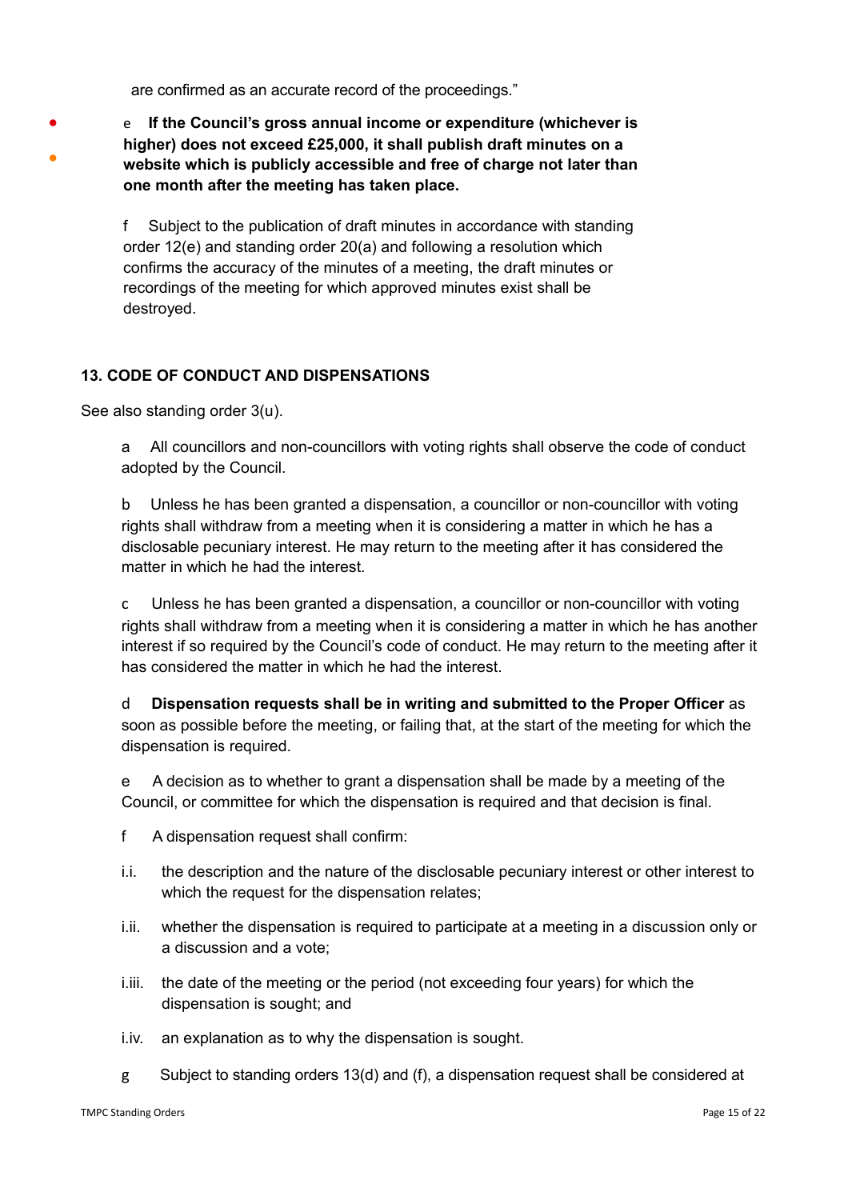are confirmed as an accurate record of the proceedings."

e **If the Council's gross annual income or expenditure (whichever is higher) does not exceed £25,000, it shall publish draft minutes on a website which is publicly accessible and free of charge not later than one month after the meeting has taken place.**

f Subject to the publication of draft minutes in accordance with standing order 12(e) and standing order 20(a) and following a resolution which confirms the accuracy of the minutes of a meeting, the draft minutes or recordings of the meeting for which approved minutes exist shall be destroyed.

## 13. CODE OF CONDUCT AND DISPENSATIONS

See also standing order 3(u).

a All councillors and non-councillors with voting rights shall observe the code of conduct adopted by the Council.

b Unless he has been granted a dispensation, a councillor or non-councillor with voting rights shall withdraw from a meeting when it is considering a matter in which he has a disclosable pecuniary interest. He may return to the meeting after it has considered the matter in which he had the interest.

c Unless he has been granted a dispensation, a councillor or non-councillor with voting rights shall withdraw from a meeting when it is considering a matter in which he has another interest if so required by the Council's code of conduct. He may return to the meeting after it has considered the matter in which he had the interest.

d **Dispensation requests shall be in writing and submitted to the Proper Officer** as soon as possible before the meeting, or failing that, at the start of the meeting for which the dispensation is required.

e A decision as to whether to grant a dispensation shall be made by a meeting of the Council, or committee for which the dispensation is required and that decision is final.

f A dispensation request shall confirm:

i.i. the description and the nature of the disclosable pecuniary interest or other interest to which the request for the dispensation relates;

i.ii. whether the dispensation is required to participate at a meeting in a discussion only or a discussion and a vote;

i.iii. the date of the meeting or the period (not exceeding four years) for which the dispensation is sought; and

i.iv. an explanation as to why the dispensation is sought.

g Subject to standing orders 13(d) and (f), a dispensation request shall be considered at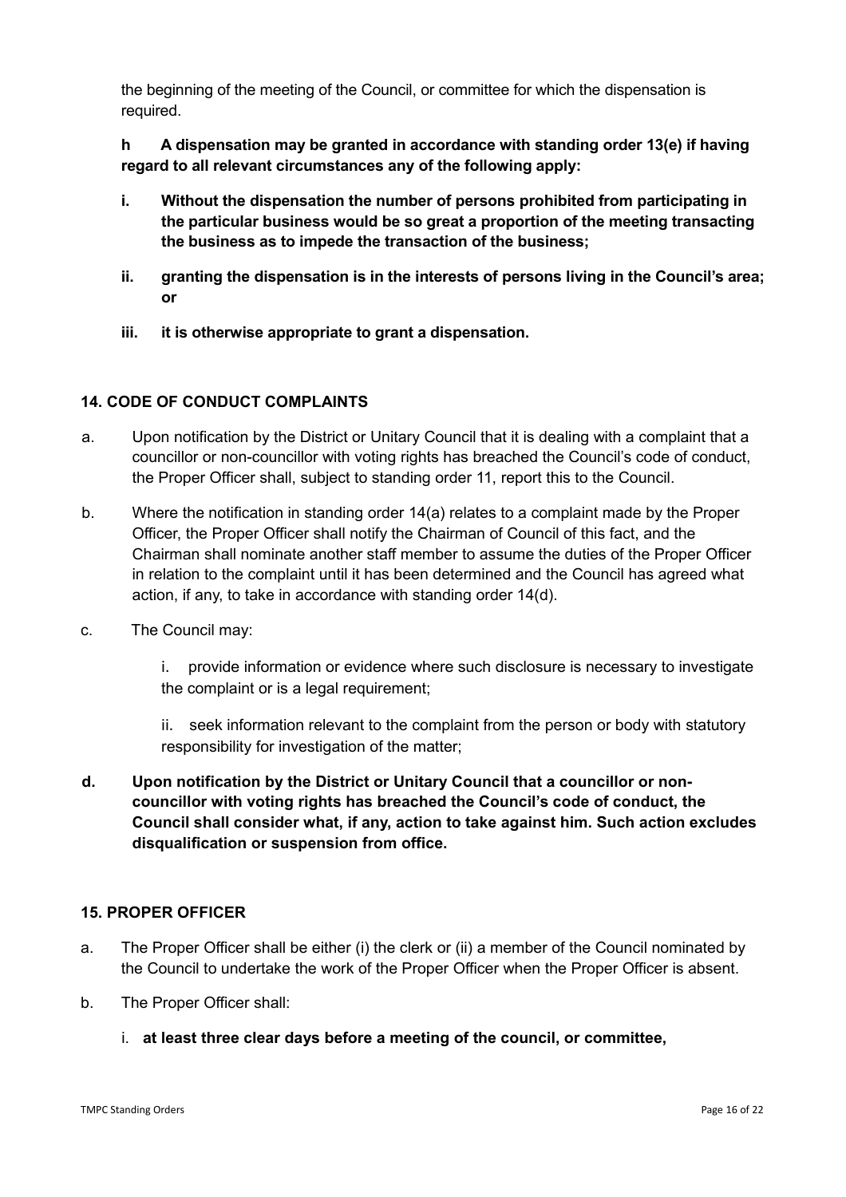the beginning of the meeting of the Council, or committee for which the dispensation is required.

**h A dispensation may be granted in accordance with standing order 13(e) if having regard to all relevant circumstances any of the following apply:**

- **i. Without the dispensation the number of persons prohibited from participating in the particular business would be so great a proportion of the meeting transacting the business as to impede the transaction of the business;**
- **ii. granting the dispensation is in the interests of persons living in the Council's area; or**
- **iii. it is otherwise appropriate to grant a dispensation.**

## 14. CODE OF CONDUCT COMPLAINTS

a. Upon notification by the District or Unitary Council that it is dealing with a complaint that a councillor or non-councillor with voting rights has breached the Council's code of conduct, the Proper Officer shall, subject to standing order 11, report this to the Council.

b. Where the notification in standing order 14(a) relates to a complaint made by the Proper Officer, the Proper Officer shall notify the Chairman of Council of this fact, and the Chairman shall nominate another staff member to assume the duties of the Proper Officer in relation to the complaint until it has been determined and the Council has agreed what action, if any, to take in accordance with standing order 14(d).

c. The Council may:

   i. provide information or evidence where such disclosure is necessary to investigate the complaint or is a legal requirement;

   ii. seek information relevant to the complaint from the person or body with statutory responsibility for investigation of the matter;

**d. Upon notification by the District or Unitary Council that a councillor or non-councillor with voting rights has breached the Council's code of conduct, the Council shall consider what, if any, action to take against him. Such action excludes disqualification or suspension from office.**

## 15. PROPER OFFICER

a. The Proper Officer shall be either (i) the clerk or (ii) a member of the Council nominated by the Council to undertake the work of the Proper Officer when the Proper Officer is absent.

b. The Proper Officer shall:

   i. **at least three clear days before a meeting of the council, or committee,**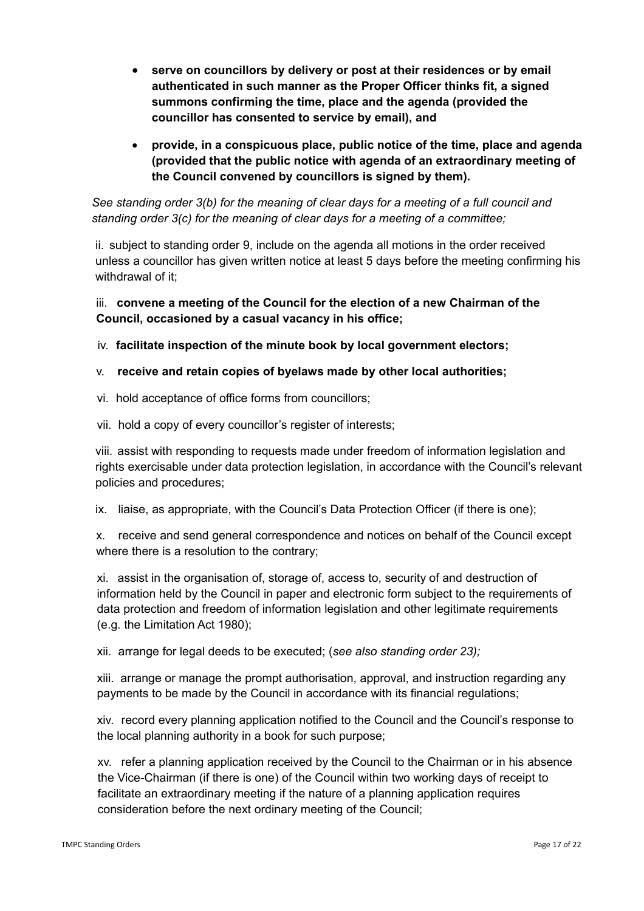- **serve on councillors by delivery or post at their residences or by email authenticated in such manner as the Proper Officer thinks fit, a signed summons confirming the time, place and the agenda (provided the councillor has consented to service by email), and**
- **provide, in a conspicuous place, public notice of the time, place and agenda (provided that the public notice with agenda of an extraordinary meeting of the Council convened by councillors is signed by them).**

*See standing order 3(b) for the meaning of clear days for a meeting of a full council and standing order 3(c) for the meaning of clear days for a meeting of a committee;*

ii. subject to standing order 9, include on the agenda all motions in the order received unless a councillor has given written notice at least 5 days before the meeting confirming his withdrawal of it;

iii. **convene a meeting of the Council for the election of a new Chairman of the Council, occasioned by a casual vacancy in his office;**

iv. **facilitate inspection of the minute book by local government electors;**

v. **receive and retain copies of byelaws made by other local authorities;**

vi. hold acceptance of office forms from councillors;

vii. hold a copy of every councillor's register of interests;

viii. assist with responding to requests made under freedom of information legislation and rights exercisable under data protection legislation, in accordance with the Council's relevant policies and procedures;

ix. liaise, as appropriate, with the Council's Data Protection Officer (if there is one);

x. receive and send general correspondence and notices on behalf of the Council except where there is a resolution to the contrary;

xi. assist in the organisation of, storage of, access to, security of and destruction of information held by the Council in paper and electronic form subject to the requirements of data protection and freedom of information legislation and other legitimate requirements (e.g. the Limitation Act 1980);

xii. arrange for legal deeds to be executed; (*see also standing order 23);*

xiii. arrange or manage the prompt authorisation, approval, and instruction regarding any payments to be made by the Council in accordance with its financial regulations;

xiv. record every planning application notified to the Council and the Council's response to the local planning authority in a book for such purpose;

xv. refer a planning application received by the Council to the Chairman or in his absence the Vice-Chairman (if there is one) of the Council within two working days of receipt to facilitate an extraordinary meeting if the nature of a planning application requires consideration before the next ordinary meeting of the Council;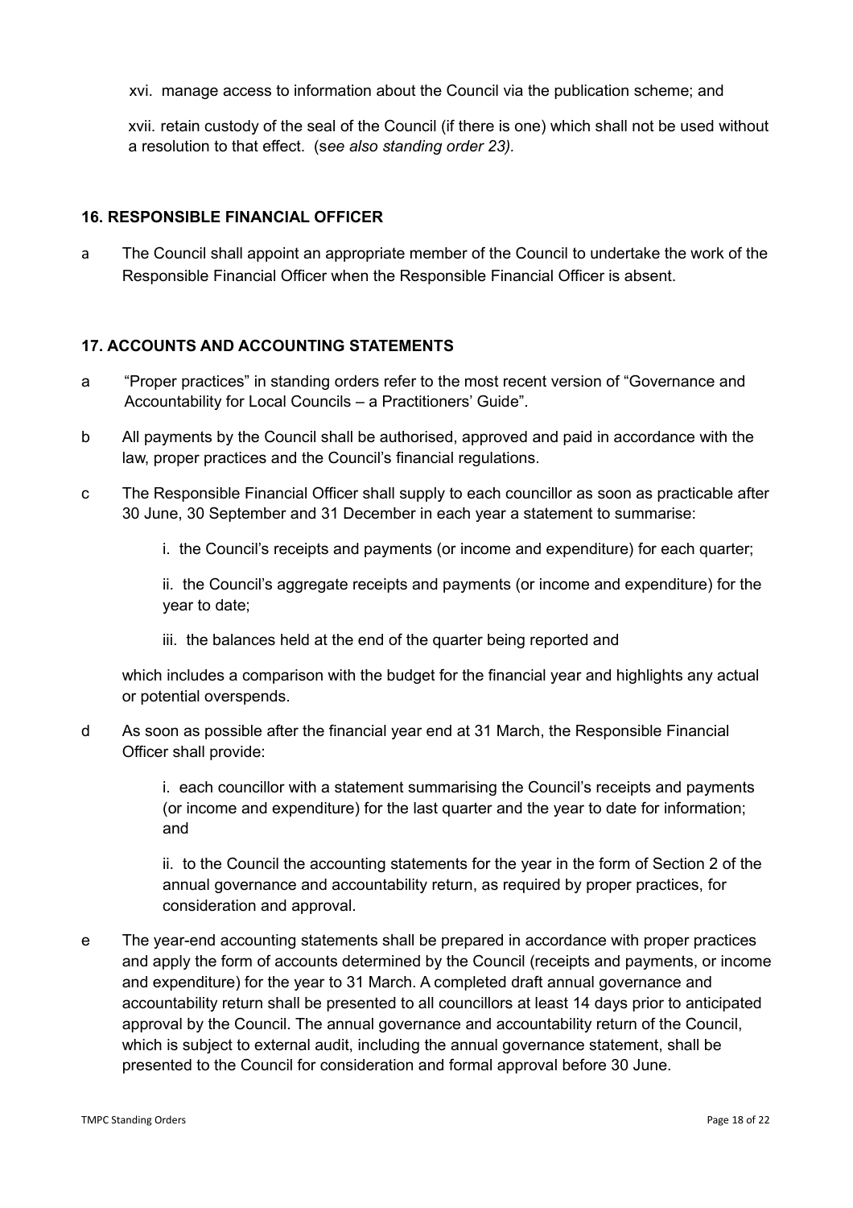xvi. manage access to information about the Council via the publication scheme; and

xvii. retain custody of the seal of the Council (if there is one) which shall not be used without a resolution to that effect. (*see also standing order 23).*

## 16. RESPONSIBLE FINANCIAL OFFICER

a The Council shall appoint an appropriate member of the Council to undertake the work of the Responsible Financial Officer when the Responsible Financial Officer is absent.

## 17. ACCOUNTS AND ACCOUNTING STATEMENTS

a "Proper practices" in standing orders refer to the most recent version of "Governance and Accountability for Local Councils – a Practitioners' Guide".

b All payments by the Council shall be authorised, approved and paid in accordance with the law, proper practices and the Council's financial regulations.

c The Responsible Financial Officer shall supply to each councillor as soon as practicable after 30 June, 30 September and 31 December in each year a statement to summarise:

i. the Council's receipts and payments (or income and expenditure) for each quarter;

ii. the Council's aggregate receipts and payments (or income and expenditure) for the year to date;

iii. the balances held at the end of the quarter being reported and

which includes a comparison with the budget for the financial year and highlights any actual or potential overspends.

d As soon as possible after the financial year end at 31 March, the Responsible Financial Officer shall provide:

i. each councillor with a statement summarising the Council's receipts and payments (or income and expenditure) for the last quarter and the year to date for information; and

ii. to the Council the accounting statements for the year in the form of Section 2 of the annual governance and accountability return, as required by proper practices, for consideration and approval.

e The year-end accounting statements shall be prepared in accordance with proper practices and apply the form of accounts determined by the Council (receipts and payments, or income and expenditure) for the year to 31 March. A completed draft annual governance and accountability return shall be presented to all councillors at least 14 days prior to anticipated approval by the Council. The annual governance and accountability return of the Council, which is subject to external audit, including the annual governance statement, shall be presented to the Council for consideration and formal approval before 30 June.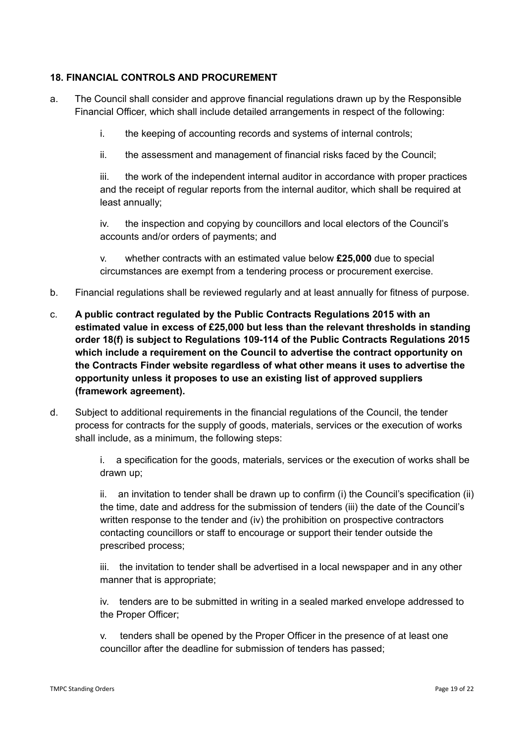### 18. FINANCIAL CONTROLS AND PROCUREMENT

a. The Council shall consider and approve financial regulations drawn up by the Responsible Financial Officer, which shall include detailed arrangements in respect of the following:

   i. the keeping of accounting records and systems of internal controls;

   ii. the assessment and management of financial risks faced by the Council;

   iii. the work of the independent internal auditor in accordance with proper practices and the receipt of regular reports from the internal auditor, which shall be required at least annually;

   iv. the inspection and copying by councillors and local electors of the Council's accounts and/or orders of payments; and

   v. whether contracts with an estimated value below **£25,000** due to special circumstances are exempt from a tendering process or procurement exercise.

b. Financial regulations shall be reviewed regularly and at least annually for fitness of purpose.

c. **A public contract regulated by the Public Contracts Regulations 2015 with an estimated value in excess of £25,000 but less than the relevant thresholds in standing order 18(f) is subject to Regulations 109-114 of the Public Contracts Regulations 2015 which include a requirement on the Council to advertise the contract opportunity on the Contracts Finder website regardless of what other means it uses to advertise the opportunity unless it proposes to use an existing list of approved suppliers (framework agreement).**

d. Subject to additional requirements in the financial regulations of the Council, the tender process for contracts for the supply of goods, materials, services or the execution of works shall include, as a minimum, the following steps:

   i. a specification for the goods, materials, services or the execution of works shall be drawn up;

   ii. an invitation to tender shall be drawn up to confirm (i) the Council's specification (ii) the time, date and address for the submission of tenders (iii) the date of the Council's written response to the tender and (iv) the prohibition on prospective contractors contacting councillors or staff to encourage or support their tender outside the prescribed process;

   iii. the invitation to tender shall be advertised in a local newspaper and in any other manner that is appropriate;

   iv. tenders are to be submitted in writing in a sealed marked envelope addressed to the Proper Officer;

   v. tenders shall be opened by the Proper Officer in the presence of at least one councillor after the deadline for submission of tenders has passed;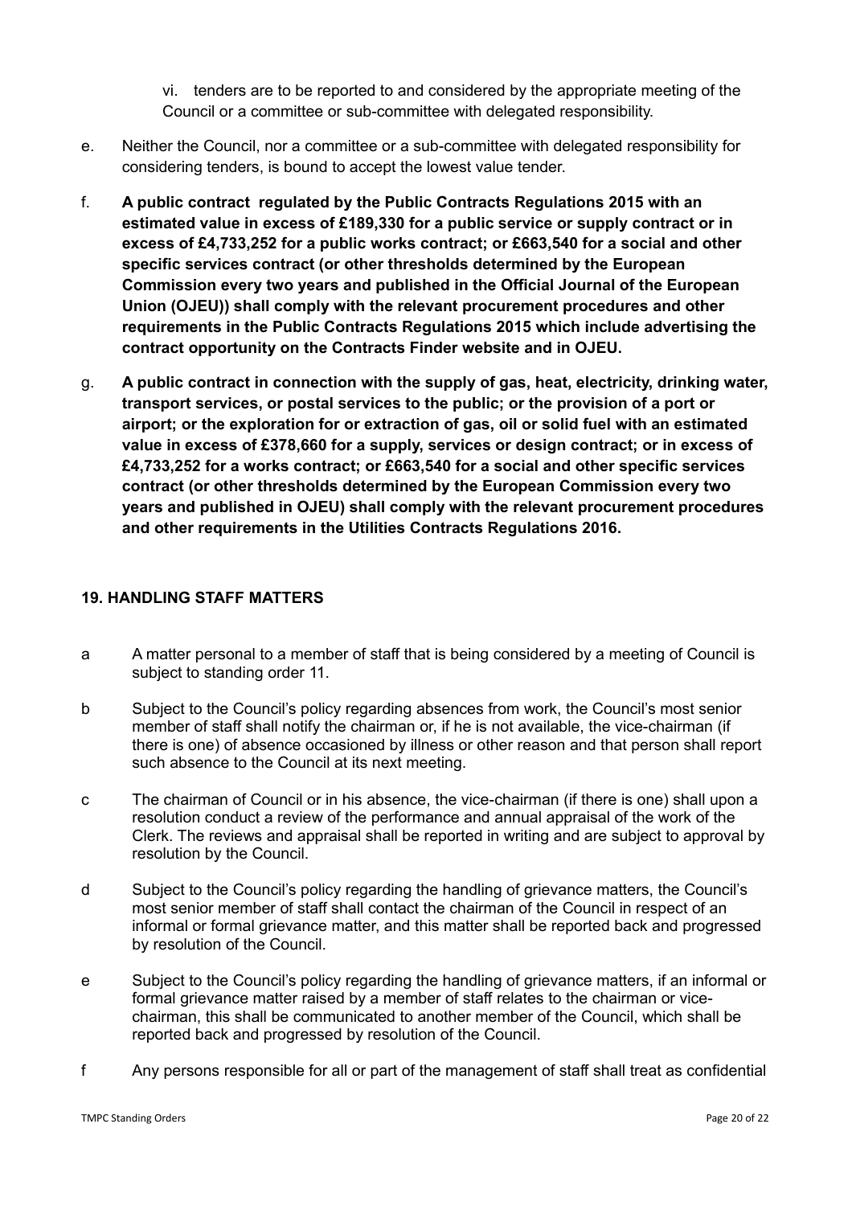vi. tenders are to be reported to and considered by the appropriate meeting of the Council or a committee or sub-committee with delegated responsibility.

e. Neither the Council, nor a committee or a sub-committee with delegated responsibility for considering tenders, is bound to accept the lowest value tender.

f. **A public contract regulated by the Public Contracts Regulations 2015 with an estimated value in excess of £189,330 for a public service or supply contract or in excess of £4,733,252 for a public works contract; or £663,540 for a social and other specific services contract (or other thresholds determined by the European Commission every two years and published in the Official Journal of the European Union (OJEU)) shall comply with the relevant procurement procedures and other requirements in the Public Contracts Regulations 2015 which include advertising the contract opportunity on the Contracts Finder website and in OJEU.**

g. **A public contract in connection with the supply of gas, heat, electricity, drinking water, transport services, or postal services to the public; or the provision of a port or airport; or the exploration for or extraction of gas, oil or solid fuel with an estimated value in excess of £378,660 for a supply, services or design contract; or in excess of £4,733,252 for a works contract; or £663,540 for a social and other specific services contract (or other thresholds determined by the European Commission every two years and published in OJEU) shall comply with the relevant procurement procedures and other requirements in the Utilities Contracts Regulations 2016.**

## 19. HANDLING STAFF MATTERS

a A matter personal to a member of staff that is being considered by a meeting of Council is subject to standing order 11.

b Subject to the Council's policy regarding absences from work, the Council's most senior member of staff shall notify the chairman or, if he is not available, the vice-chairman (if there is one) of absence occasioned by illness or other reason and that person shall report such absence to the Council at its next meeting.

c The chairman of Council or in his absence, the vice-chairman (if there is one) shall upon a resolution conduct a review of the performance and annual appraisal of the work of the Clerk. The reviews and appraisal shall be reported in writing and are subject to approval by resolution by the Council.

d Subject to the Council's policy regarding the handling of grievance matters, the Council's most senior member of staff shall contact the chairman of the Council in respect of an informal or formal grievance matter, and this matter shall be reported back and progressed by resolution of the Council.

e Subject to the Council's policy regarding the handling of grievance matters, if an informal or formal grievance matter raised by a member of staff relates to the chairman or vice-chairman, this shall be communicated to another member of the Council, which shall be reported back and progressed by resolution of the Council.

f Any persons responsible for all or part of the management of staff shall treat as confidential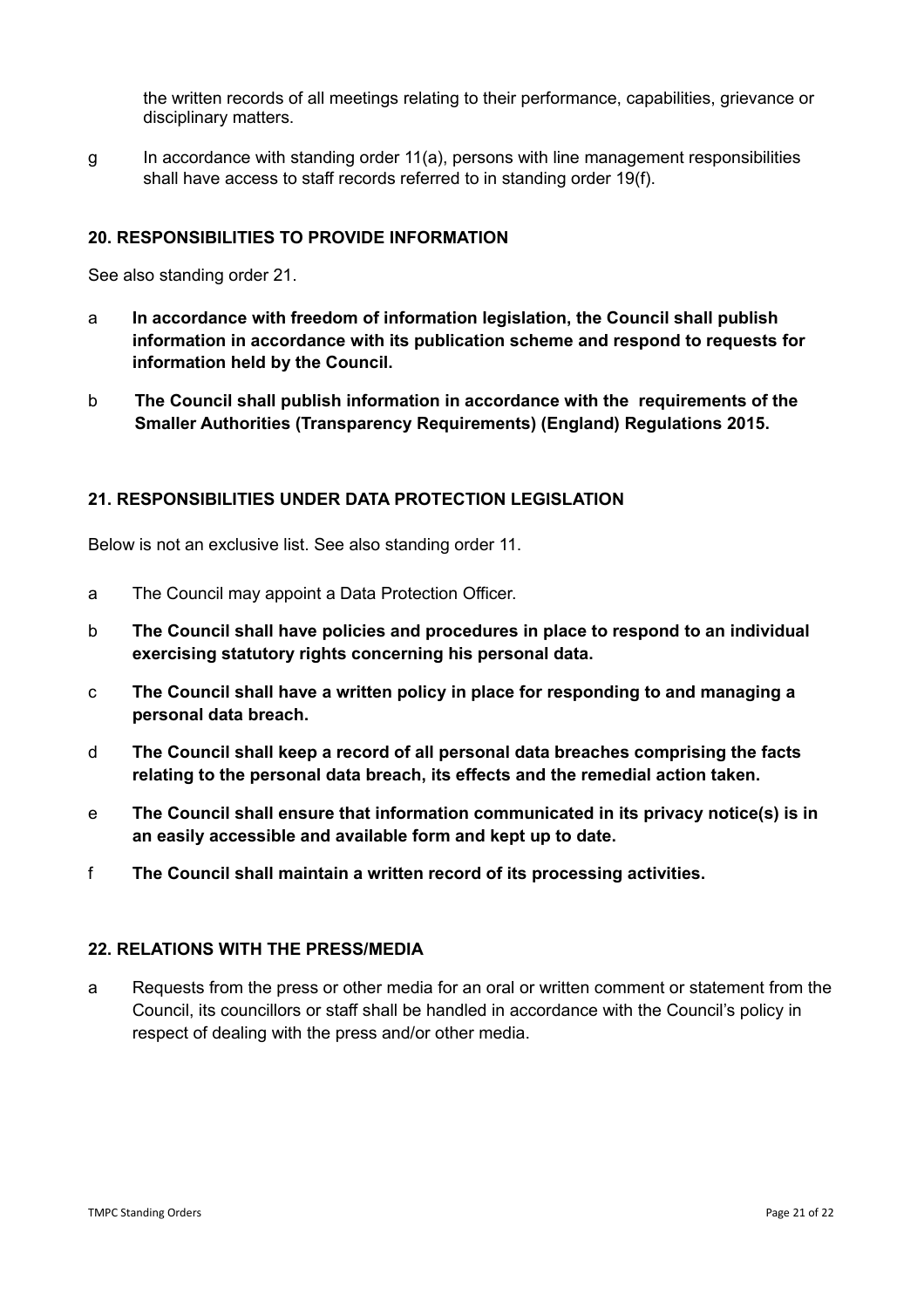the written records of all meetings relating to their performance, capabilities, grievance or disciplinary matters.

g In accordance with standing order 11(a), persons with line management responsibilities shall have access to staff records referred to in standing order 19(f).

## 20. RESPONSIBILITIES TO PROVIDE INFORMATION

See also standing order 21.

a **In accordance with freedom of information legislation, the Council shall publish information in accordance with its publication scheme and respond to requests for information held by the Council.**

b **The Council shall publish information in accordance with the requirements of the Smaller Authorities (Transparency Requirements) (England) Regulations 2015.**

## 21. RESPONSIBILITIES UNDER DATA PROTECTION LEGISLATION

Below is not an exclusive list. See also standing order 11.

a The Council may appoint a Data Protection Officer.

b **The Council shall have policies and procedures in place to respond to an individual exercising statutory rights concerning his personal data.**

c **The Council shall have a written policy in place for responding to and managing a personal data breach.**

d **The Council shall keep a record of all personal data breaches comprising the facts relating to the personal data breach, its effects and the remedial action taken.**

e **The Council shall ensure that information communicated in its privacy notice(s) is in an easily accessible and available form and kept up to date.**

f **The Council shall maintain a written record of its processing activities.**

## 22. RELATIONS WITH THE PRESS/MEDIA

a Requests from the press or other media for an oral or written comment or statement from the Council, its councillors or staff shall be handled in accordance with the Council's policy in respect of dealing with the press and/or other media.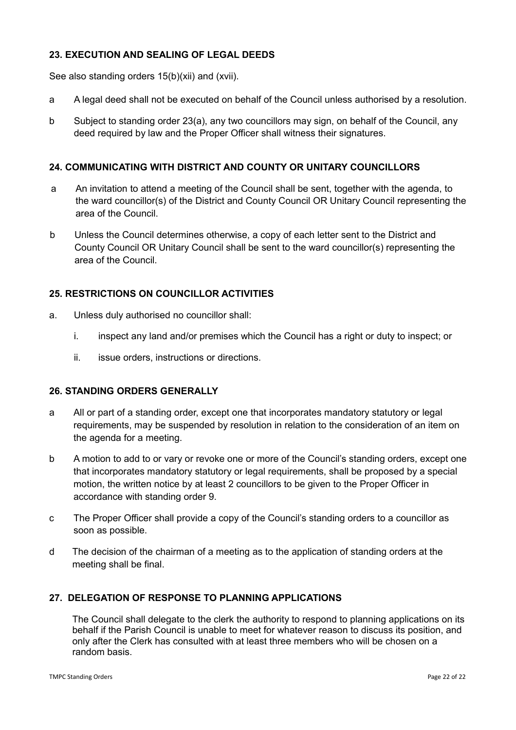### 23. EXECUTION AND SEALING OF LEGAL DEEDS

See also standing orders 15(b)(xii) and (xvii).

a A legal deed shall not be executed on behalf of the Council unless authorised by a resolution.

b Subject to standing order 23(a), any two councillors may sign, on behalf of the Council, any deed required by law and the Proper Officer shall witness their signatures.

### 24. COMMUNICATING WITH DISTRICT AND COUNTY OR UNITARY COUNCILLORS

a An invitation to attend a meeting of the Council shall be sent, together with the agenda, to the ward councillor(s) of the District and County Council OR Unitary Council representing the area of the Council.

b Unless the Council determines otherwise, a copy of each letter sent to the District and County Council OR Unitary Council shall be sent to the ward councillor(s) representing the area of the Council.

### 25. RESTRICTIONS ON COUNCILLOR ACTIVITIES

a. Unless duly authorised no councillor shall:

   i. inspect any land and/or premises which the Council has a right or duty to inspect; or

   ii. issue orders, instructions or directions.

### 26. STANDING ORDERS GENERALLY

a All or part of a standing order, except one that incorporates mandatory statutory or legal requirements, may be suspended by resolution in relation to the consideration of an item on the agenda for a meeting.

b A motion to add to or vary or revoke one or more of the Council's standing orders, except one that incorporates mandatory statutory or legal requirements, shall be proposed by a special motion, the written notice by at least 2 councillors to be given to the Proper Officer in accordance with standing order 9.

c The Proper Officer shall provide a copy of the Council's standing orders to a councillor as soon as possible.

d The decision of the chairman of a meeting as to the application of standing orders at the meeting shall be final.

### 27. DELEGATION OF RESPONSE TO PLANNING APPLICATIONS

The Council shall delegate to the clerk the authority to respond to planning applications on its behalf if the Parish Council is unable to meet for whatever reason to discuss its position, and only after the Clerk has consulted with at least three members who will be chosen on a random basis.